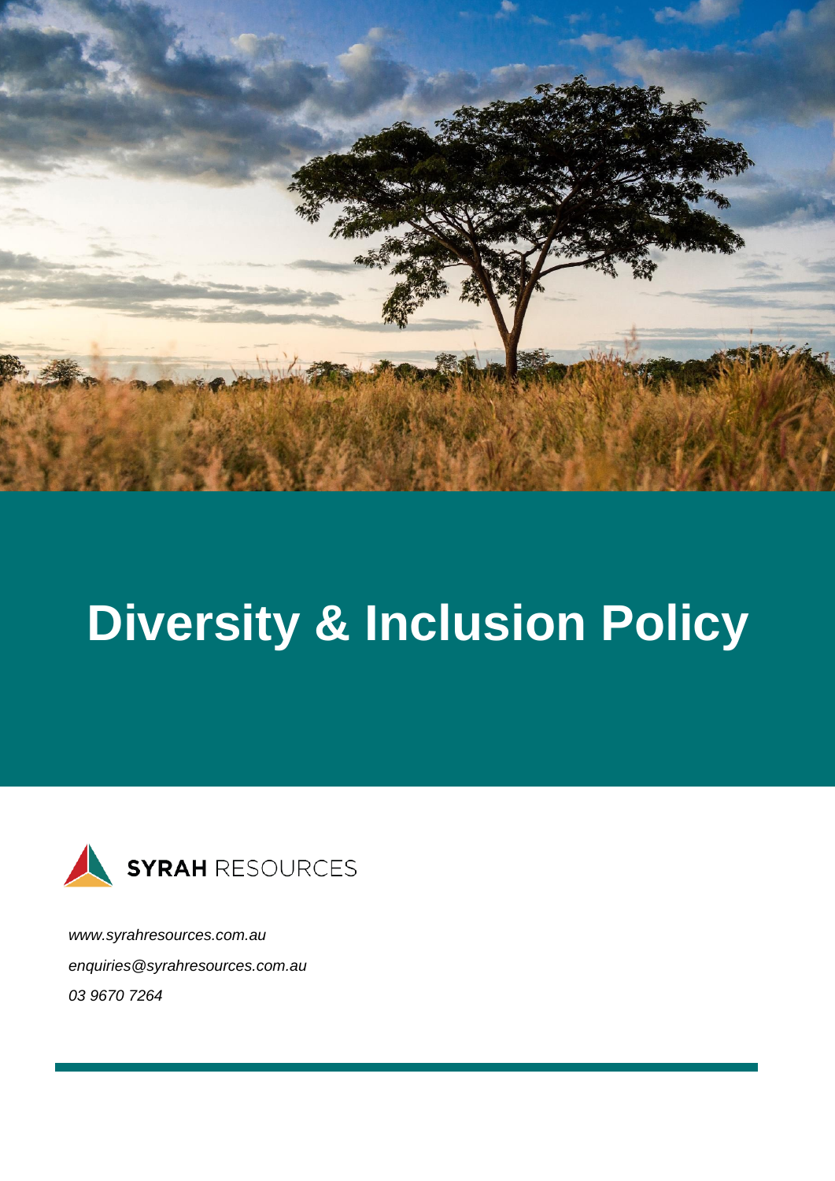# Diversity & Inclusion Policy

**SYRAH** RESOURCES

*www.syrahresources.com.au*

*enquiries@syrahresources.com.au*

*03 9670 7264*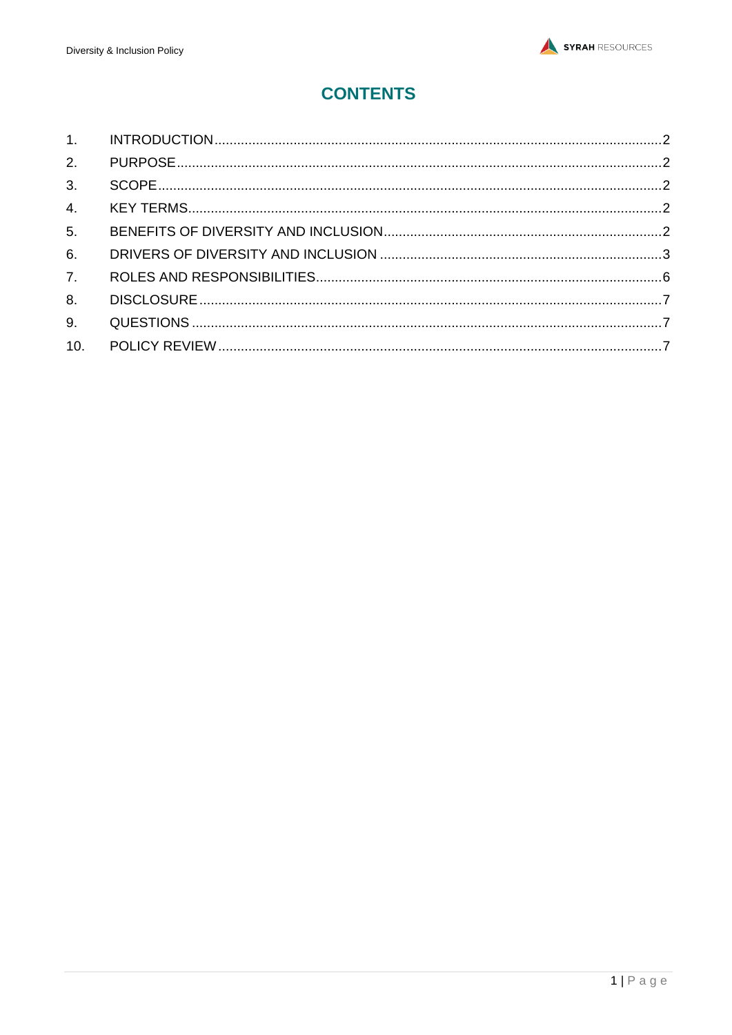# CONTENTS

| | | |
|---|---|---|
| 1. | INTRODUCTION | 2 |
| 2. | PURPOSE | 2 |
| 3. | SCOPE | 2 |
| 4. | KEY TERMS | 2 |
| 5. | BENEFITS OF DIVERSITY AND INCLUSION | 2 |
| 6. | DRIVERS OF DIVERSITY AND INCLUSION | 3 |
| 7. | ROLES AND RESPONSIBILITIES | 6 |
| 8. | DISCLOSURE | 7 |
| 9. | QUESTIONS | 7 |
| 10. | POLICY REVIEW | 7 |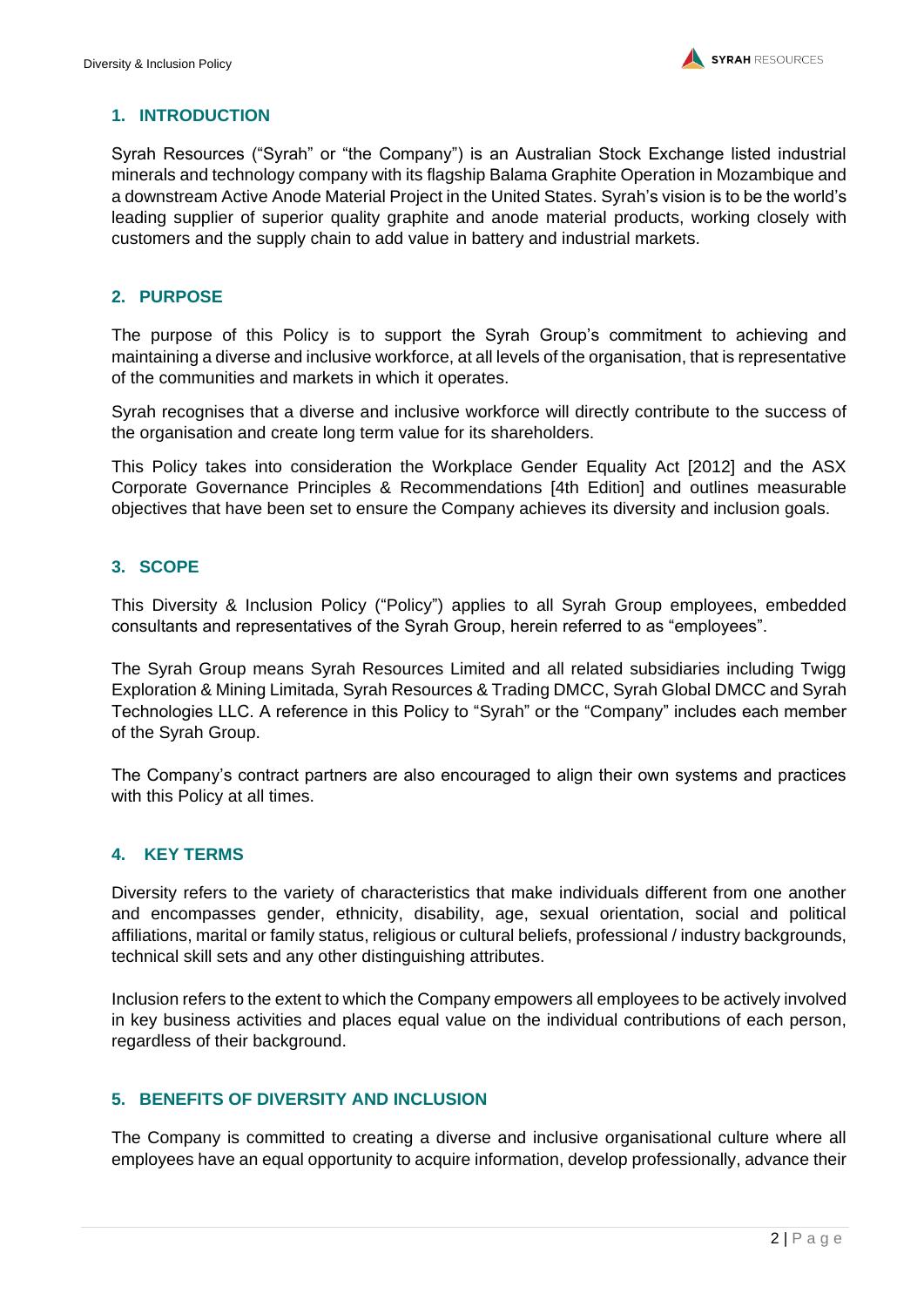## 1. INTRODUCTION

Syrah Resources ("Syrah" or "the Company") is an Australian Stock Exchange listed industrial minerals and technology company with its flagship Balama Graphite Operation in Mozambique and a downstream Active Anode Material Project in the United States. Syrah's vision is to be the world's leading supplier of superior quality graphite and anode material products, working closely with customers and the supply chain to add value in battery and industrial markets.

## 2. PURPOSE

The purpose of this Policy is to support the Syrah Group's commitment to achieving and maintaining a diverse and inclusive workforce, at all levels of the organisation, that is representative of the communities and markets in which it operates.

Syrah recognises that a diverse and inclusive workforce will directly contribute to the success of the organisation and create long term value for its shareholders.

This Policy takes into consideration the Workplace Gender Equality Act [2012] and the ASX Corporate Governance Principles & Recommendations [4th Edition] and outlines measurable objectives that have been set to ensure the Company achieves its diversity and inclusion goals.

## 3. SCOPE

This Diversity & Inclusion Policy ("Policy") applies to all Syrah Group employees, embedded consultants and representatives of the Syrah Group, herein referred to as "employees".

The Syrah Group means Syrah Resources Limited and all related subsidiaries including Twigg Exploration & Mining Limitada, Syrah Resources & Trading DMCC, Syrah Global DMCC and Syrah Technologies LLC. A reference in this Policy to "Syrah" or the "Company" includes each member of the Syrah Group.

The Company's contract partners are also encouraged to align their own systems and practices with this Policy at all times.

## 4. KEY TERMS

Diversity refers to the variety of characteristics that make individuals different from one another and encompasses gender, ethnicity, disability, age, sexual orientation, social and political affiliations, marital or family status, religious or cultural beliefs, professional / industry backgrounds, technical skill sets and any other distinguishing attributes.

Inclusion refers to the extent to which the Company empowers all employees to be actively involved in key business activities and places equal value on the individual contributions of each person, regardless of their background.

## 5. BENEFITS OF DIVERSITY AND INCLUSION

The Company is committed to creating a diverse and inclusive organisational culture where all employees have an equal opportunity to acquire information, develop professionally, advance their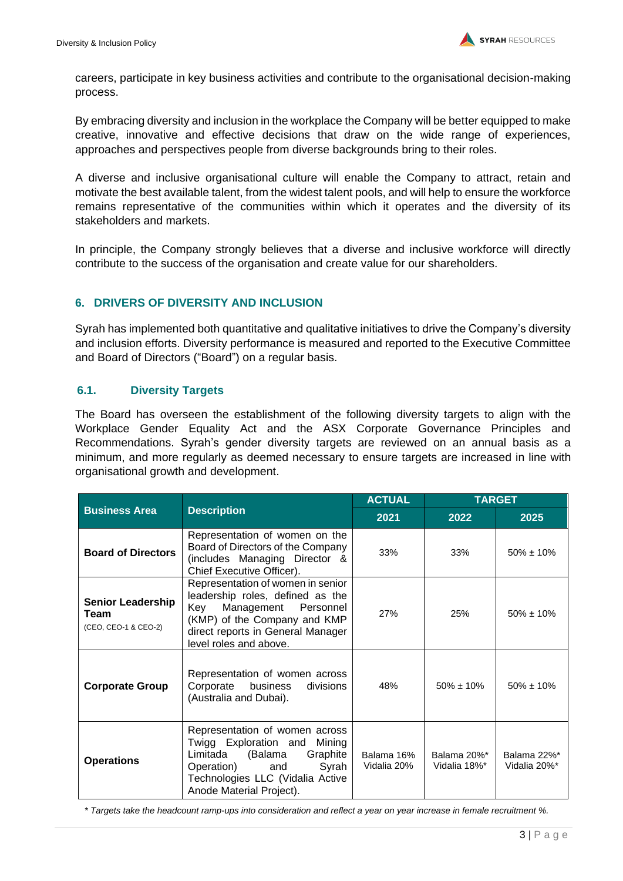careers, participate in key business activities and contribute to the organisational decision-making process.

By embracing diversity and inclusion in the workplace the Company will be better equipped to make creative, innovative and effective decisions that draw on the wide range of experiences, approaches and perspectives people from diverse backgrounds bring to their roles.

A diverse and inclusive organisational culture will enable the Company to attract, retain and motivate the best available talent, from the widest talent pools, and will help to ensure the workforce remains representative of the communities within which it operates and the diversity of its stakeholders and markets.

In principle, the Company strongly believes that a diverse and inclusive workforce will directly contribute to the success of the organisation and create value for our shareholders.

## 6. DRIVERS OF DIVERSITY AND INCLUSION

Syrah has implemented both quantitative and qualitative initiatives to drive the Company's diversity and inclusion efforts. Diversity performance is measured and reported to the Executive Committee and Board of Directors ("Board") on a regular basis.

### 6.1. Diversity Targets

The Board has overseen the establishment of the following diversity targets to align with the Workplace Gender Equality Act and the ASX Corporate Governance Principles and Recommendations. Syrah's gender diversity targets are reviewed on an annual basis as a minimum, and more regularly as deemed necessary to ensure targets are increased in line with organisational growth and development.

| Business Area | Description | ACTUAL | TARGET | |
|---|---|---|---|---|
| | | 2021 | 2022 | 2025 |
| **Board of Directors** | Representation of women on the Board of Directors of the Company (includes Managing Director & Chief Executive Officer). | 33% | 33% | 50% ± 10% |
| **Senior Leadership Team** (CEO, CEO-1 & CEO-2) | Representation of women in senior leadership roles, defined as the Key Management Personnel (KMP) of the Company and KMP direct reports in General Manager level roles and above. | 27% | 25% | 50% ± 10% |
| **Corporate Group** | Representation of women across Corporate business divisions (Australia and Dubai). | 48% | 50% ± 10% | 50% ± 10% |
| **Operations** | Representation of women across Twigg Exploration and Mining Limitada (Balama Graphite Operation) and Syrah Technologies LLC (Vidalia Active Anode Material Project). | Balama 16% Vidalia 20% | Balama 20%* Vidalia 18%* | Balama 22%* Vidalia 20%* |

*\* Targets take the headcount ramp-ups into consideration and reflect a year on year increase in female recruitment %.*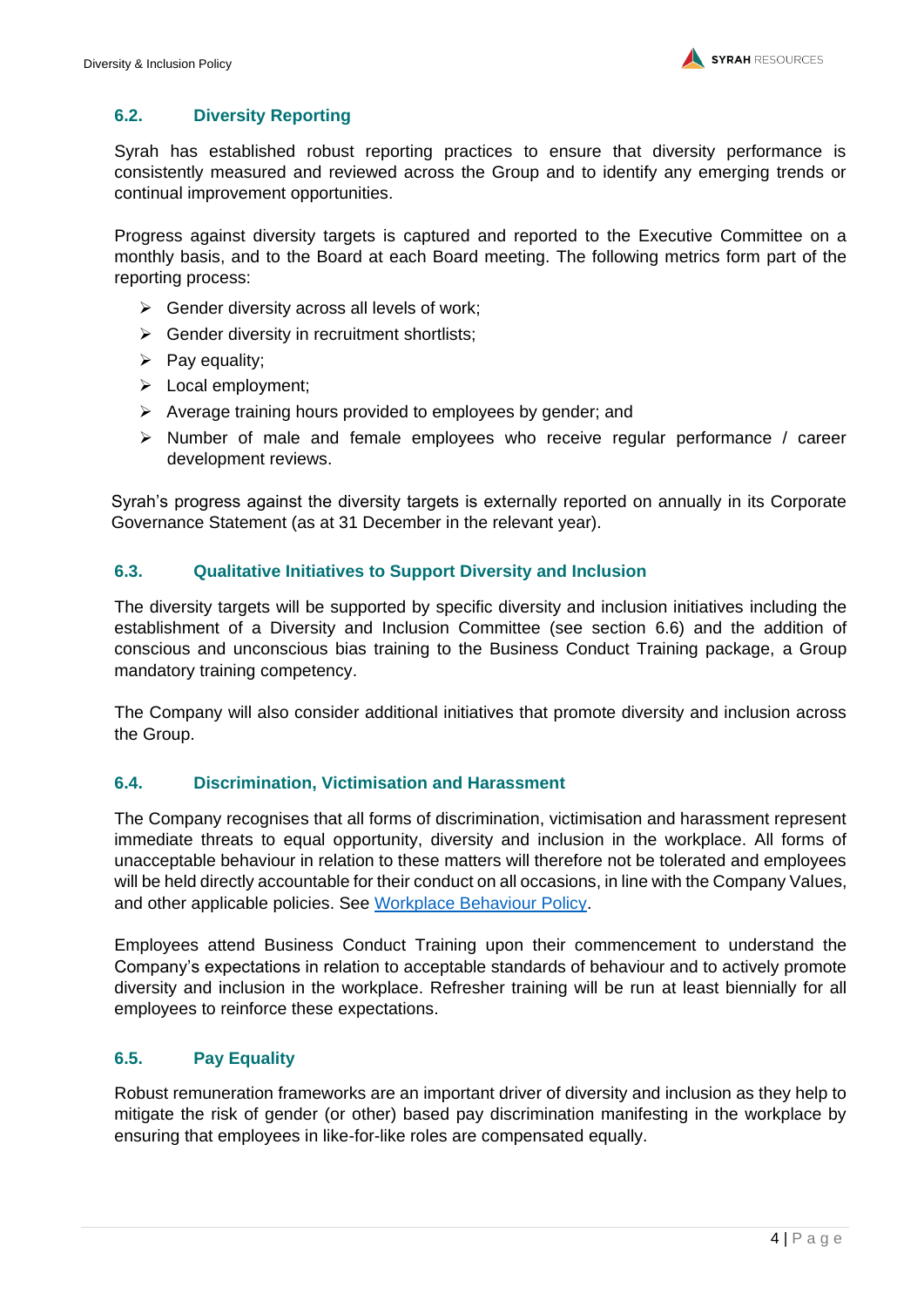### 6.2. Diversity Reporting

Syrah has established robust reporting practices to ensure that diversity performance is consistently measured and reviewed across the Group and to identify any emerging trends or continual improvement opportunities.

Progress against diversity targets is captured and reported to the Executive Committee on a monthly basis, and to the Board at each Board meeting. The following metrics form part of the reporting process:

- Gender diversity across all levels of work;
- Gender diversity in recruitment shortlists;
- Pay equality;
- Local employment;
- Average training hours provided to employees by gender; and
- Number of male and female employees who receive regular performance / career development reviews.

Syrah's progress against the diversity targets is externally reported on annually in its Corporate Governance Statement (as at 31 December in the relevant year).

### 6.3. Qualitative Initiatives to Support Diversity and Inclusion

The diversity targets will be supported by specific diversity and inclusion initiatives including the establishment of a Diversity and Inclusion Committee (see section 6.6) and the addition of conscious and unconscious bias training to the Business Conduct Training package, a Group mandatory training competency.

The Company will also consider additional initiatives that promote diversity and inclusion across the Group.

### 6.4. Discrimination, Victimisation and Harassment

The Company recognises that all forms of discrimination, victimisation and harassment represent immediate threats to equal opportunity, diversity and inclusion in the workplace. All forms of unacceptable behaviour in relation to these matters will therefore not be tolerated and employees will be held directly accountable for their conduct on all occasions, in line with the Company Values, and other applicable policies. See Workplace Behaviour Policy.

Employees attend Business Conduct Training upon their commencement to understand the Company's expectations in relation to acceptable standards of behaviour and to actively promote diversity and inclusion in the workplace. Refresher training will be run at least biennially for all employees to reinforce these expectations.

### 6.5. Pay Equality

Robust remuneration frameworks are an important driver of diversity and inclusion as they help to mitigate the risk of gender (or other) based pay discrimination manifesting in the workplace by ensuring that employees in like-for-like roles are compensated equally.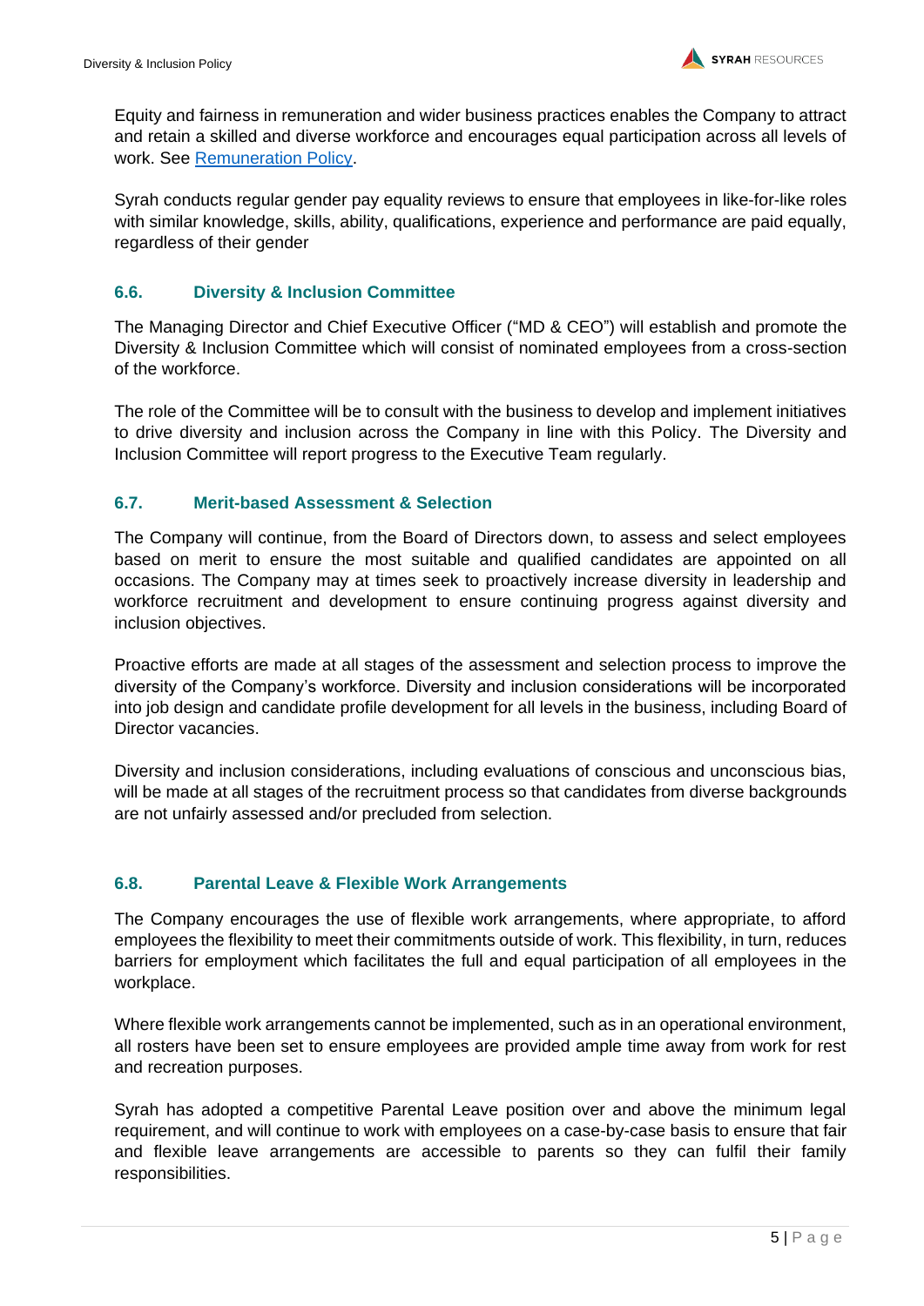Equity and fairness in remuneration and wider business practices enables the Company to attract and retain a skilled and diverse workforce and encourages equal participation across all levels of work. See [Remuneration Policy](#).

Syrah conducts regular gender pay equality reviews to ensure that employees in like-for-like roles with similar knowledge, skills, ability, qualifications, experience and performance are paid equally, regardless of their gender

### 6.6. Diversity & Inclusion Committee

The Managing Director and Chief Executive Officer ("MD & CEO") will establish and promote the Diversity & Inclusion Committee which will consist of nominated employees from a cross-section of the workforce.

The role of the Committee will be to consult with the business to develop and implement initiatives to drive diversity and inclusion across the Company in line with this Policy. The Diversity and Inclusion Committee will report progress to the Executive Team regularly.

### 6.7. Merit-based Assessment & Selection

The Company will continue, from the Board of Directors down, to assess and select employees based on merit to ensure the most suitable and qualified candidates are appointed on all occasions. The Company may at times seek to proactively increase diversity in leadership and workforce recruitment and development to ensure continuing progress against diversity and inclusion objectives.

Proactive efforts are made at all stages of the assessment and selection process to improve the diversity of the Company's workforce. Diversity and inclusion considerations will be incorporated into job design and candidate profile development for all levels in the business, including Board of Director vacancies.

Diversity and inclusion considerations, including evaluations of conscious and unconscious bias, will be made at all stages of the recruitment process so that candidates from diverse backgrounds are not unfairly assessed and/or precluded from selection.

### 6.8. Parental Leave & Flexible Work Arrangements

The Company encourages the use of flexible work arrangements, where appropriate, to afford employees the flexibility to meet their commitments outside of work. This flexibility, in turn, reduces barriers for employment which facilitates the full and equal participation of all employees in the workplace.

Where flexible work arrangements cannot be implemented, such as in an operational environment, all rosters have been set to ensure employees are provided ample time away from work for rest and recreation purposes.

Syrah has adopted a competitive Parental Leave position over and above the minimum legal requirement, and will continue to work with employees on a case-by-case basis to ensure that fair and flexible leave arrangements are accessible to parents so they can fulfil their family responsibilities.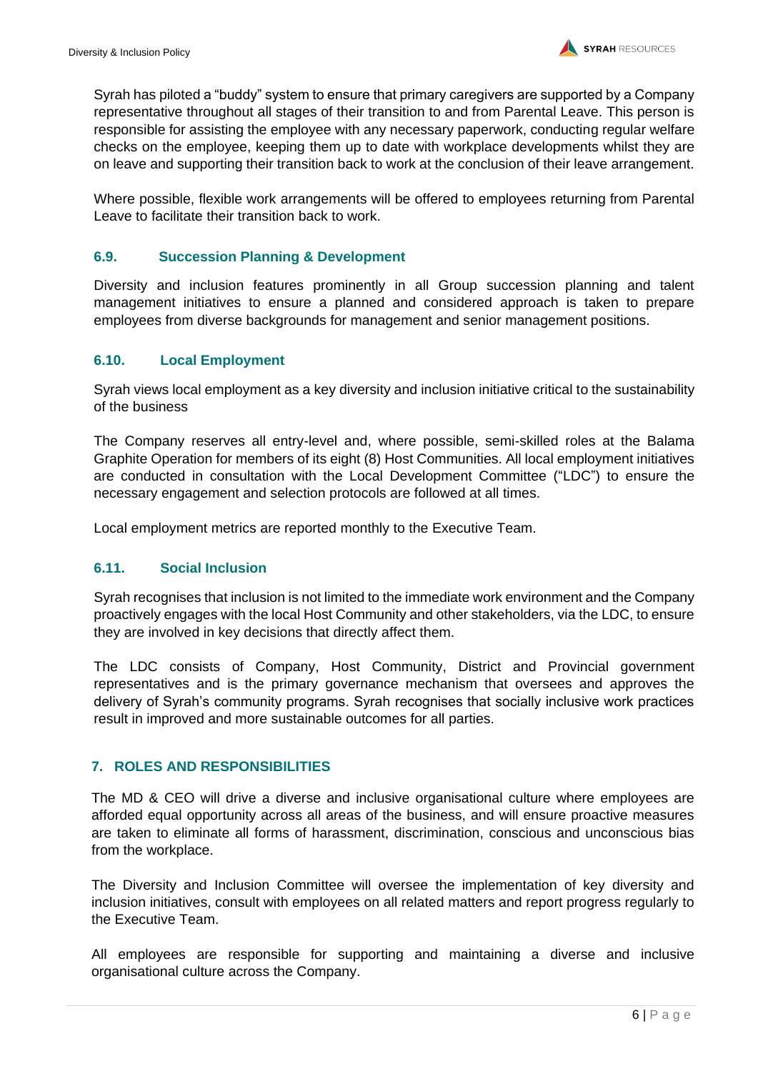Syrah has piloted a "buddy" system to ensure that primary caregivers are supported by a Company representative throughout all stages of their transition to and from Parental Leave. This person is responsible for assisting the employee with any necessary paperwork, conducting regular welfare checks on the employee, keeping them up to date with workplace developments whilst they are on leave and supporting their transition back to work at the conclusion of their leave arrangement.

Where possible, flexible work arrangements will be offered to employees returning from Parental Leave to facilitate their transition back to work.

### 6.9. Succession Planning & Development

Diversity and inclusion features prominently in all Group succession planning and talent management initiatives to ensure a planned and considered approach is taken to prepare employees from diverse backgrounds for management and senior management positions.

### 6.10. Local Employment

Syrah views local employment as a key diversity and inclusion initiative critical to the sustainability of the business

The Company reserves all entry-level and, where possible, semi-skilled roles at the Balama Graphite Operation for members of its eight (8) Host Communities. All local employment initiatives are conducted in consultation with the Local Development Committee ("LDC") to ensure the necessary engagement and selection protocols are followed at all times.

Local employment metrics are reported monthly to the Executive Team.

### 6.11. Social Inclusion

Syrah recognises that inclusion is not limited to the immediate work environment and the Company proactively engages with the local Host Community and other stakeholders, via the LDC, to ensure they are involved in key decisions that directly affect them.

The LDC consists of Company, Host Community, District and Provincial government representatives and is the primary governance mechanism that oversees and approves the delivery of Syrah's community programs. Syrah recognises that socially inclusive work practices result in improved and more sustainable outcomes for all parties.

## 7. ROLES AND RESPONSIBILITIES

The MD & CEO will drive a diverse and inclusive organisational culture where employees are afforded equal opportunity across all areas of the business, and will ensure proactive measures are taken to eliminate all forms of harassment, discrimination, conscious and unconscious bias from the workplace.

The Diversity and Inclusion Committee will oversee the implementation of key diversity and inclusion initiatives, consult with employees on all related matters and report progress regularly to the Executive Team.

All employees are responsible for supporting and maintaining a diverse and inclusive organisational culture across the Company.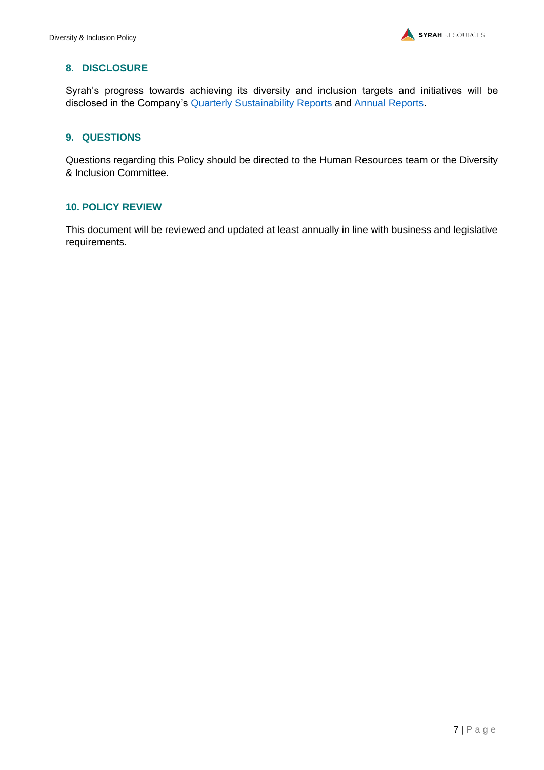## 8. DISCLOSURE

Syrah's progress towards achieving its diversity and inclusion targets and initiatives will be disclosed in the Company's Quarterly Sustainability Reports and Annual Reports.

## 9. QUESTIONS

Questions regarding this Policy should be directed to the Human Resources team or the Diversity & Inclusion Committee.

## 10. POLICY REVIEW

This document will be reviewed and updated at least annually in line with business and legislative requirements.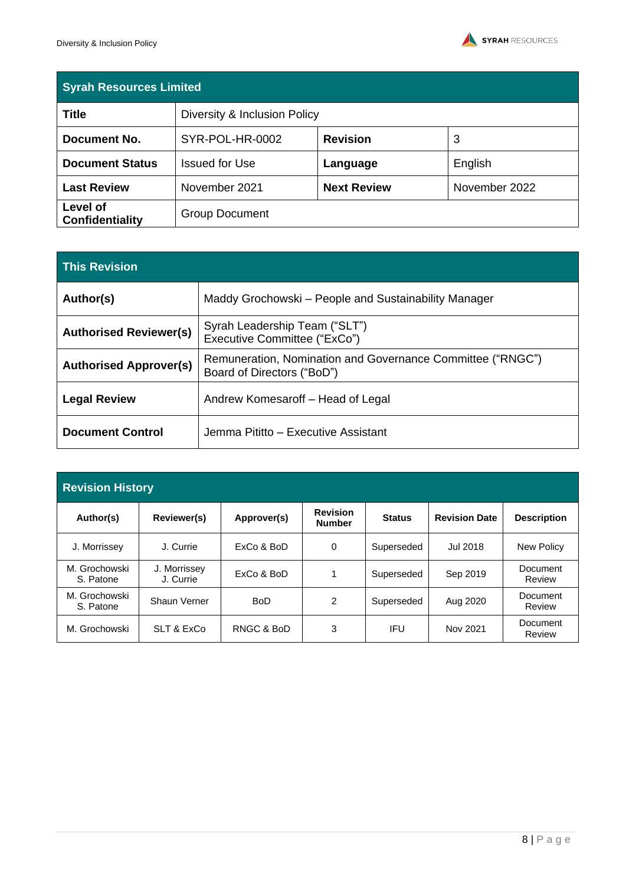| Syrah Resources Limited | | | |
|---|---|---|---|
| **Title** | Diversity & Inclusion Policy | | |
| **Document No.** | SYR-POL-HR-0002 | **Revision** | 3 |
| **Document Status** | Issued for Use | **Language** | English |
| **Last Review** | November 2021 | **Next Review** | November 2022 |
| **Level of Confidentiality** | Group Document | | |

| This Revision | |
|---|---|
| **Author(s)** | Maddy Grochowski – People and Sustainability Manager |
| **Authorised Reviewer(s)** | Syrah Leadership Team ("SLT")<br>Executive Committee ("ExCo") |
| **Authorised Approver(s)** | Remuneration, Nomination and Governance Committee ("RNGC")<br>Board of Directors ("BoD") |
| **Legal Review** | Andrew Komesaroff – Head of Legal |
| **Document Control** | Jemma Pititto – Executive Assistant |

**Revision History**

| Author(s) | Reviewer(s) | Approver(s) | Revision Number | Status | Revision Date | Description |
|---|---|---|---|---|---|---|
| J. Morrissey | J. Currie | ExCo & BoD | 0 | Superseded | Jul 2018 | New Policy |
| M. Grochowski<br>S. Patone | J. Morrissey<br>J. Currie | ExCo & BoD | 1 | Superseded | Sep 2019 | Document Review |
| M. Grochowski<br>S. Patone | Shaun Verner | BoD | 2 | Superseded | Aug 2020 | Document Review |
| M. Grochowski | SLT & ExCo | RNGC & BoD | 3 | IFU | Nov 2021 | Document Review |